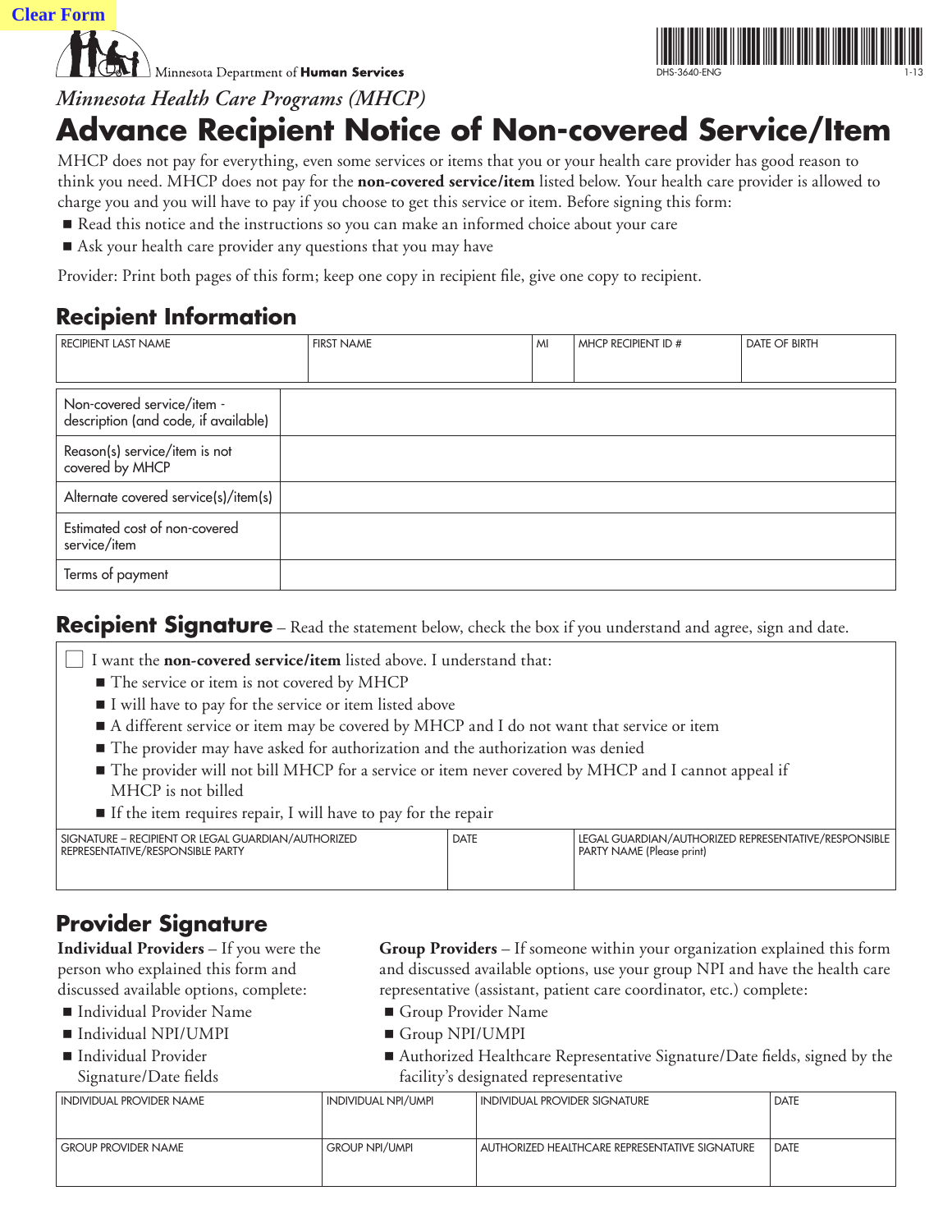Clear Form

Minnesota Department of **Human Services**

DHS-3640-ENG 1-13

*Minnesota Health Care Programs (MHCP)*

# Advance Recipient Notice of Non-covered Service/Item

MHCP does not pay for everything, even some services or items that you or your health care provider has good reason to think you need. MHCP does not pay for the **non-covered service/item** listed below. Your health care provider is allowed to charge you and you will have to pay if you choose to get this service or item. Before signing this form:

- Read this notice and the instructions so you can make an informed choice about your care
- Ask your health care provider any questions that you may have

Provider: Print both pages of this form; keep one copy in recipient file, give one copy to recipient.

## Recipient Information

| RECIPIENT LAST NAME | FIRST NAME | MI | MHCP RECIPIENT ID # | DATE OF BIRTH |
|---|---|---|---|---|
| | | | | |

| | |
|---|---|
| Non-covered service/item - description (and code, if available) | |
| Reason(s) service/item is not covered by MHCP | |
| Alternate covered service(s)/item(s) | |
| Estimated cost of non-covered service/item | |
| Terms of payment | |

## Recipient Signature – Read the statement below, check the box if you understand and agree, sign and date.

☐ I want the **non-covered service/item** listed above. I understand that:

- The service or item is not covered by MHCP
- I will have to pay for the service or item listed above
- A different service or item may be covered by MHCP and I do not want that service or item
- The provider may have asked for authorization and the authorization was denied
- The provider will not bill MHCP for a service or item never covered by MHCP and I cannot appeal if MHCP is not billed
- If the item requires repair, I will have to pay for the repair

| SIGNATURE – RECIPIENT OR LEGAL GUARDIAN/AUTHORIZED REPRESENTATIVE/RESPONSIBLE PARTY | DATE | LEGAL GUARDIAN/AUTHORIZED REPRESENTATIVE/RESPONSIBLE PARTY NAME (Please print) |
|---|---|---|
| | | |

## Provider Signature

**Individual Providers** – If you were the person who explained this form and discussed available options, complete:

- Individual Provider Name
- Individual NPI/UMPI
- Individual Provider Signature/Date fields

**Group Providers** – If someone within your organization explained this form and discussed available options, use your group NPI and have the health care representative (assistant, patient care coordinator, etc.) complete:

- Group Provider Name
- Group NPI/UMPI
- Authorized Healthcare Representative Signature/Date fields, signed by the facility's designated representative

| INDIVIDUAL PROVIDER NAME | INDIVIDUAL NPI/UMPI | INDIVIDUAL PROVIDER SIGNATURE | DATE |
|---|---|---|---|
| GROUP PROVIDER NAME | GROUP NPI/UMPI | AUTHORIZED HEALTHCARE REPRESENTATIVE SIGNATURE | DATE |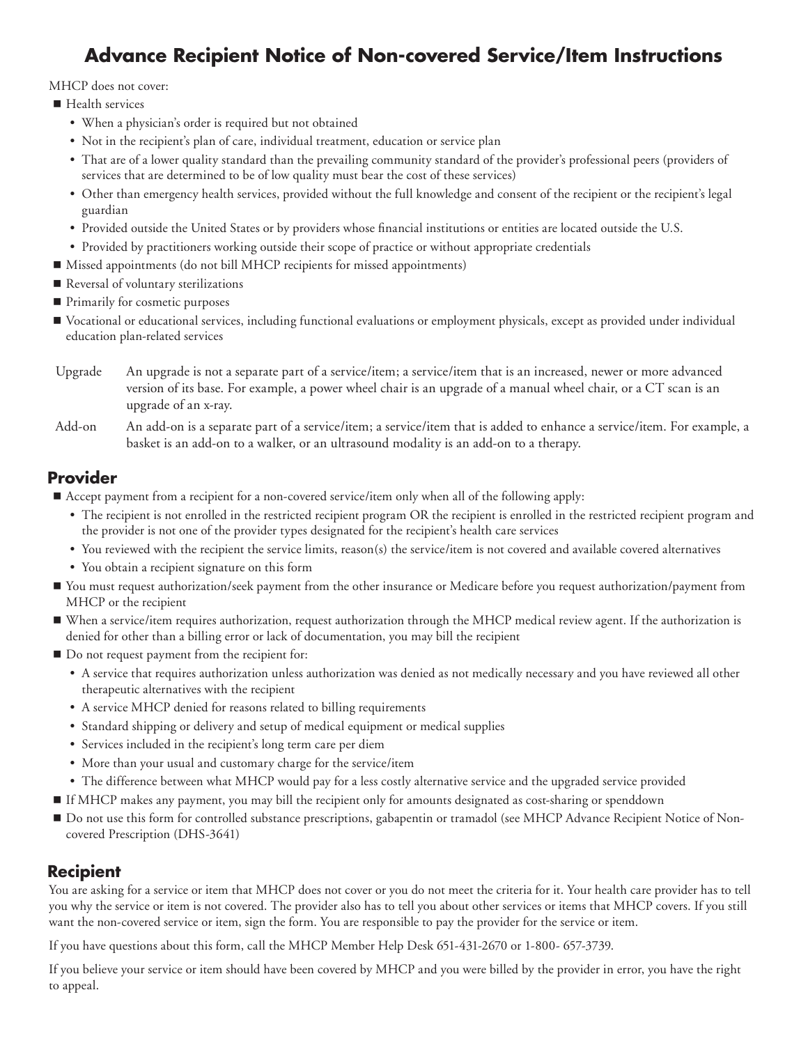# Advance Recipient Notice of Non-covered Service/Item Instructions

MHCP does not cover:

- Health services
  - When a physician's order is required but not obtained
  - Not in the recipient's plan of care, individual treatment, education or service plan
  - That are of a lower quality standard than the prevailing community standard of the provider's professional peers (providers of services that are determined to be of low quality must bear the cost of these services)
  - Other than emergency health services, provided without the full knowledge and consent of the recipient or the recipient's legal guardian
  - Provided outside the United States or by providers whose financial institutions or entities are located outside the U.S.
  - Provided by practitioners working outside their scope of practice or without appropriate credentials
- Missed appointments (do not bill MHCP recipients for missed appointments)
- Reversal of voluntary sterilizations
- Primarily for cosmetic purposes
- Vocational or educational services, including functional evaluations or employment physicals, except as provided under individual education plan-related services

Upgrade — An upgrade is not a separate part of a service/item; a service/item that is an increased, newer or more advanced version of its base. For example, a power wheel chair is an upgrade of a manual wheel chair, or a CT scan is an upgrade of an x-ray.

Add-on — An add-on is a separate part of a service/item; a service/item that is added to enhance a service/item. For example, a basket is an add-on to a walker, or an ultrasound modality is an add-on to a therapy.

## Provider

- Accept payment from a recipient for a non-covered service/item only when all of the following apply:
  - The recipient is not enrolled in the restricted recipient program OR the recipient is enrolled in the restricted recipient program and the provider is not one of the provider types designated for the recipient's health care services
  - You reviewed with the recipient the service limits, reason(s) the service/item is not covered and available covered alternatives
  - You obtain a recipient signature on this form
- You must request authorization/seek payment from the other insurance or Medicare before you request authorization/payment from MHCP or the recipient
- When a service/item requires authorization, request authorization through the MHCP medical review agent. If the authorization is denied for other than a billing error or lack of documentation, you may bill the recipient
- Do not request payment from the recipient for:
  - A service that requires authorization unless authorization was denied as not medically necessary and you have reviewed all other therapeutic alternatives with the recipient
  - A service MHCP denied for reasons related to billing requirements
  - Standard shipping or delivery and setup of medical equipment or medical supplies
  - Services included in the recipient's long term care per diem
  - More than your usual and customary charge for the service/item
  - The difference between what MHCP would pay for a less costly alternative service and the upgraded service provided
- If MHCP makes any payment, you may bill the recipient only for amounts designated as cost-sharing or spenddown
- Do not use this form for controlled substance prescriptions, gabapentin or tramadol (see MHCP Advance Recipient Notice of Non-covered Prescription (DHS-3641)

## Recipient

You are asking for a service or item that MHCP does not cover or you do not meet the criteria for it. Your health care provider has to tell you why the service or item is not covered. The provider also has to tell you about other services or items that MHCP covers. If you still want the non-covered service or item, sign the form. You are responsible to pay the provider for the service or item.

If you have questions about this form, call the MHCP Member Help Desk 651-431-2670 or 1-800- 657-3739.

If you believe your service or item should have been covered by MHCP and you were billed by the provider in error, you have the right to appeal.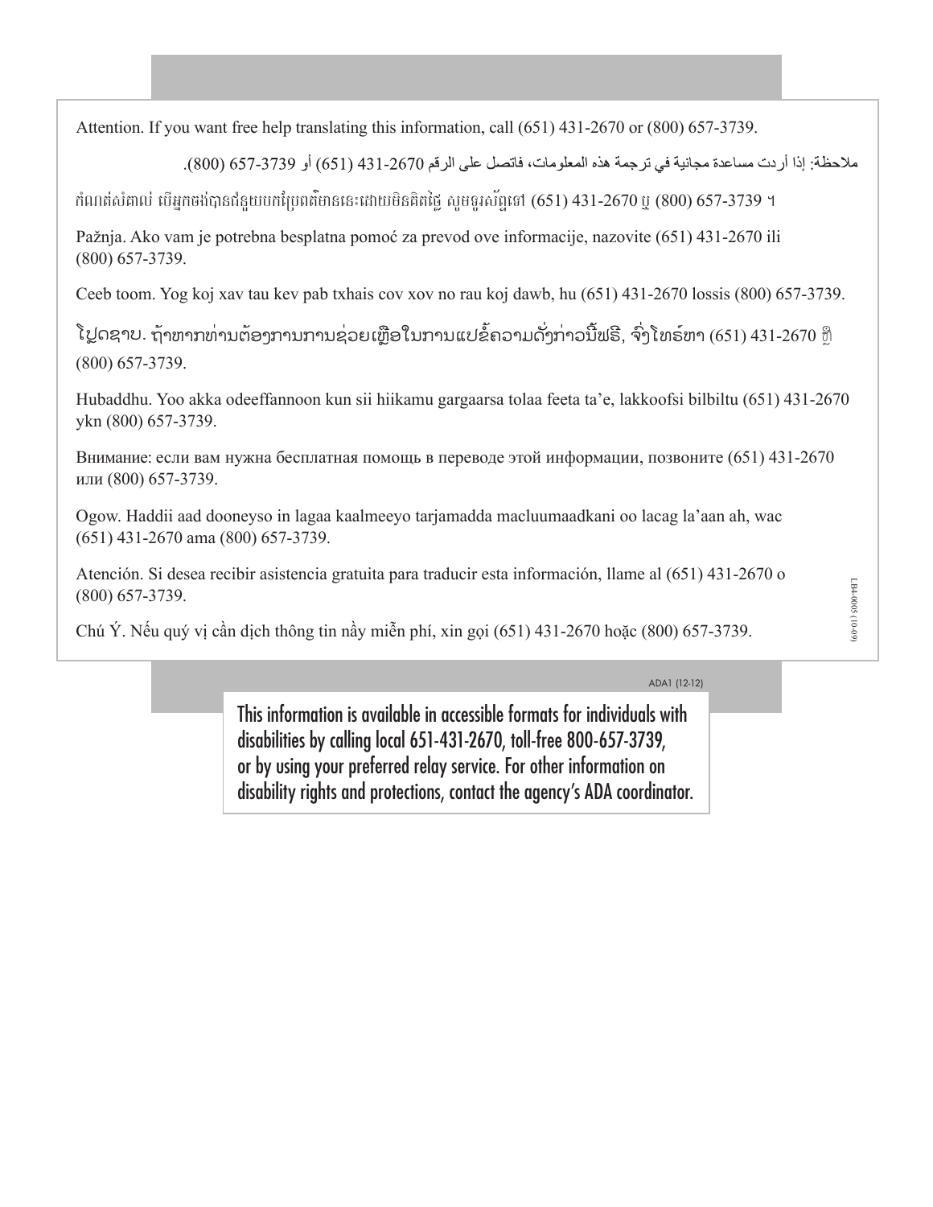Attention. If you want free help translating this information, call (651) 431-2670 or (800) 657-3739.

ملاحظة: إذا أردت مساعدة مجانية في ترجمة هذه المعلومات، فاتصل على الرقم 2670-431 (651) أو 3739-657 (800).

កំណត់សំគាល់ បើអ្នកចង់បានជំនួយបកប្រែព័ត៌មាននេះដោយមិនគិតថ្លៃ សូមទូរស័ព្ទទៅ (651) 431-2670 ឬ (800) 657-3739 ។

Pažnja. Ako vam je potrebna besplatna pomoć za prevod ove informacije, nazovite (651) 431-2670 ili (800) 657-3739.

Ceeb toom. Yog koj xav tau kev pab txhais cov xov no rau koj dawb, hu (651) 431-2670 lossis (800) 657-3739.

ໂປຼດຊາບ. ຖ້າຫາກທ່ານຕ້ອງການການຊ່ວຍເຫຼືອໃນການແປຂໍ້ຄວາມດັ່ງກ່າວນີ້ຟຣີ, ຈົ່ງໂທຣ໌ຫາ (651) 431-2670 ຫຼື (800) 657-3739.

Hubaddhu. Yoo akka odeeffannoon kun sii hiikamu gargaarsa tolaa feeta ta'e, lakkoofsi bilbiltu (651) 431-2670 ykn (800) 657-3739.

Внимание: если вам нужна бесплатная помощь в переводе этой информации, позвоните (651) 431-2670 или (800) 657-3739.

Ogow. Haddii aad dooneyso in lagaa kaalmeeyo tarjamadda macluumaadkani oo lacag la'aan ah, wac (651) 431-2670 ama (800) 657-3739.

Atención. Si desea recibir asistencia gratuita para traducir esta información, llame al (651) 431-2670 o (800) 657-3739.

Chú Ý. Nếu quý vị cần dịch thông tin nầy miễn phí, xin gọi (651) 431-2670 hoặc (800) 657-3739.

LB4-0005 (10-09)

ADA1 (12-12)

This information is available in accessible formats for individuals with disabilities by calling local 651-431-2670, toll-free 800-657-3739, or by using your preferred relay service. For other information on disability rights and protections, contact the agency's ADA coordinator.